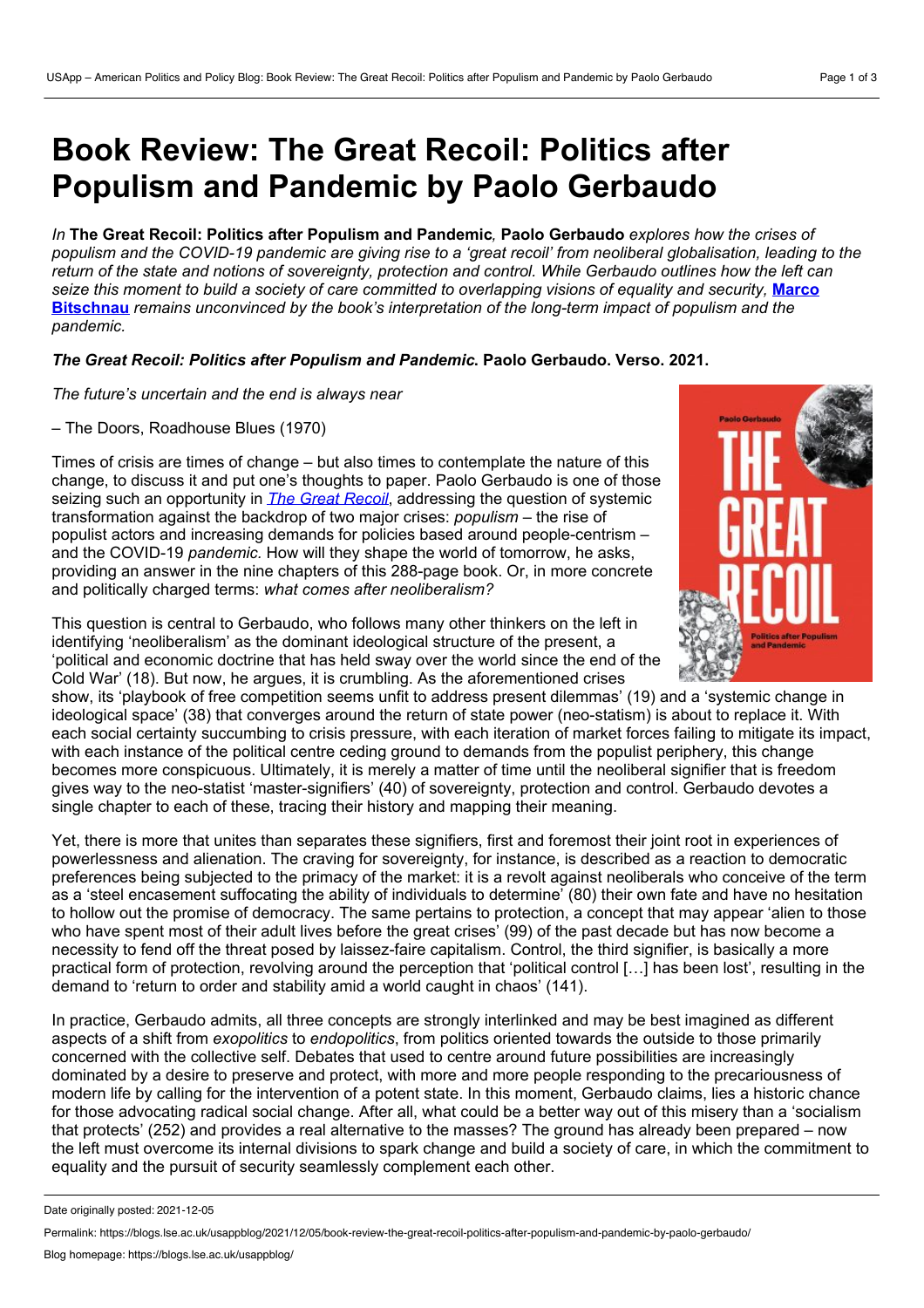# Book Review: The Great Recoil: Politics after Populism and Pandemic by Paolo Gerbaudo

*In* **The Great Recoil: Politics after Populism and Pandemic***,* **Paolo Gerbaudo** *explores how the crises of populism and the COVID-19 pandemic are giving rise to a 'great recoil' from neoliberal globalisation, leading to the return of the state and notions of sovereignty, protection and control. While Gerbaudo outlines how the left can seize this moment to build a society of care committed to overlapping visions of equality and security,* **Marco Bitschnau** *remains unconvinced by the book's interpretation of the long-term impact of populism and the pandemic.*

***The Great Recoil: Politics after Populism and Pandemic*****. Paolo Gerbaudo. Verso. 2021.**

*The future's uncertain and the end is always near*

– The Doors, Roadhouse Blues (1970)

Times of crisis are times of change – but also times to contemplate the nature of this change, to discuss it and put one's thoughts to paper. Paolo Gerbaudo is one of those seizing such an opportunity in *The Great Recoil*, addressing the question of systemic transformation against the backdrop of two major crises: *populism* – the rise of populist actors and increasing demands for policies based around people-centrism – and the COVID-19 *pandemic.* How will they shape the world of tomorrow, he asks, providing an answer in the nine chapters of this 288-page book. Or, in more concrete and politically charged terms: *what comes after neoliberalism?*

This question is central to Gerbaudo, who follows many other thinkers on the left in identifying 'neoliberalism' as the dominant ideological structure of the present, a 'political and economic doctrine that has held sway over the world since the end of the Cold War' (18). But now, he argues, it is crumbling. As the aforementioned crises show, its 'playbook of free competition seems unfit to address present dilemmas' (19) and a 'systemic change in ideological space' (38) that converges around the return of state power (neo-statism) is about to replace it. With each social certainty succumbing to crisis pressure, with each iteration of market forces failing to mitigate its impact, with each instance of the political centre ceding ground to demands from the populist periphery, this change becomes more conspicuous. Ultimately, it is merely a matter of time until the neoliberal signifier that is freedom gives way to the neo-statist 'master-signifiers' (40) of sovereignty, protection and control. Gerbaudo devotes a single chapter to each of these, tracing their history and mapping their meaning.

Yet, there is more that unites than separates these signifiers, first and foremost their joint root in experiences of powerlessness and alienation. The craving for sovereignty, for instance, is described as a reaction to democratic preferences being subjected to the primacy of the market: it is a revolt against neoliberals who conceive of the term as a 'steel encasement suffocating the ability of individuals to determine' (80) their own fate and have no hesitation to hollow out the promise of democracy. The same pertains to protection, a concept that may appear 'alien to those who have spent most of their adult lives before the great crises' (99) of the past decade but has now become a necessity to fend off the threat posed by laissez-faire capitalism. Control, the third signifier, is basically a more practical form of protection, revolving around the perception that 'political control […] has been lost', resulting in the demand to 'return to order and stability amid a world caught in chaos' (141).

In practice, Gerbaudo admits, all three concepts are strongly interlinked and may be best imagined as different aspects of a shift from *exopolitics* to *endopolitics*, from politics oriented towards the outside to those primarily concerned with the collective self. Debates that used to centre around future possibilities are increasingly dominated by a desire to preserve and protect, with more and more people responding to the precariousness of modern life by calling for the intervention of a potent state. In this moment, Gerbaudo claims, lies a historic chance for those advocating radical social change. After all, what could be a better way out of this misery than a 'socialism that protects' (252) and provides a real alternative to the masses? The ground has already been prepared – now the left must overcome its internal divisions to spark change and build a society of care, in which the commitment to equality and the pursuit of security seamlessly complement each other.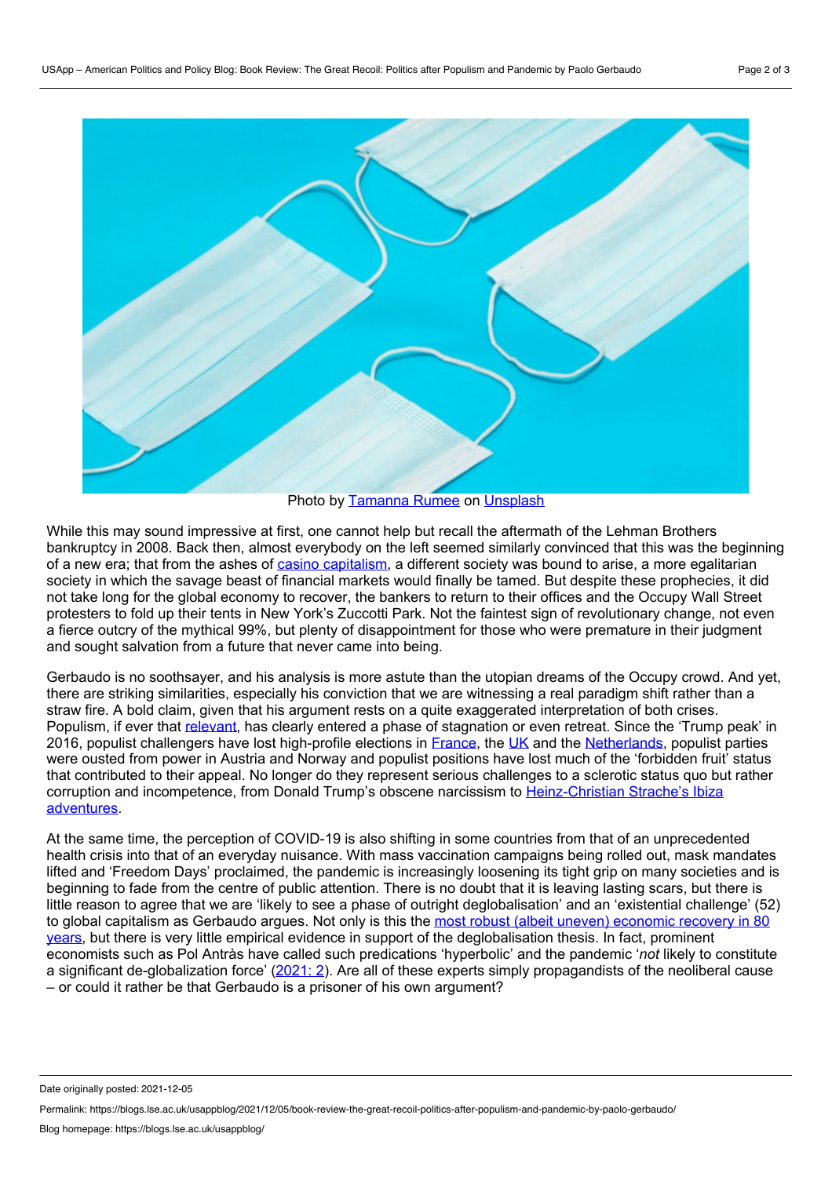Photo by Tamanna Rumee on Unsplash

While this may sound impressive at first, one cannot help but recall the aftermath of the Lehman Brothers bankruptcy in 2008. Back then, almost everybody on the left seemed similarly convinced that this was the beginning of a new era; that from the ashes of casino capitalism, a different society was bound to arise, a more egalitarian society in which the savage beast of financial markets would finally be tamed. But despite these prophecies, it did not take long for the global economy to recover, the bankers to return to their offices and the Occupy Wall Street protesters to fold up their tents in New York's Zuccotti Park. Not the faintest sign of revolutionary change, not even a fierce outcry of the mythical 99%, but plenty of disappointment for those who were premature in their judgment and sought salvation from a future that never came into being.

Gerbaudo is no soothsayer, and his analysis is more astute than the utopian dreams of the Occupy crowd. And yet, there are striking similarities, especially his conviction that we are witnessing a real paradigm shift rather than a straw fire. A bold claim, given that his argument rests on a quite exaggerated interpretation of both crises. Populism, if ever that relevant, has clearly entered a phase of stagnation or even retreat. Since the 'Trump peak' in 2016, populist challengers have lost high-profile elections in France, the UK and the Netherlands, populist parties were ousted from power in Austria and Norway and populist positions have lost much of the 'forbidden fruit' status that contributed to their appeal. No longer do they represent serious challenges to a sclerotic status quo but rather corruption and incompetence, from Donald Trump's obscene narcissism to Heinz-Christian Strache's Ibiza adventures.

At the same time, the perception of COVID-19 is also shifting in some countries from that of an unprecedented health crisis into that of an everyday nuisance. With mass vaccination campaigns being rolled out, mask mandates lifted and 'Freedom Days' proclaimed, the pandemic is increasingly loosening its tight grip on many societies and is beginning to fade from the centre of public attention. There is no doubt that it is leaving lasting scars, but there is little reason to agree that we are 'likely to see a phase of outright deglobalisation' and an 'existential challenge' (52) to global capitalism as Gerbaudo argues. Not only is this the most robust (albeit uneven) economic recovery in 80 years, but there is very little empirical evidence in support of the deglobalisation thesis. In fact, prominent economists such as Pol Antràs have called such predications 'hyperbolic' and the pandemic '*not* likely to constitute a significant de-globalization force' (2021: 2). Are all of these experts simply propagandists of the neoliberal cause – or could it rather be that Gerbaudo is a prisoner of his own argument?

Date originally posted: 2021-12-05

Permalink: https://blogs.lse.ac.uk/usappblog/2021/12/05/book-review-the-great-recoil-politics-after-populism-and-pandemic-by-paolo-gerbaudo/

Blog homepage: https://blogs.lse.ac.uk/usappblog/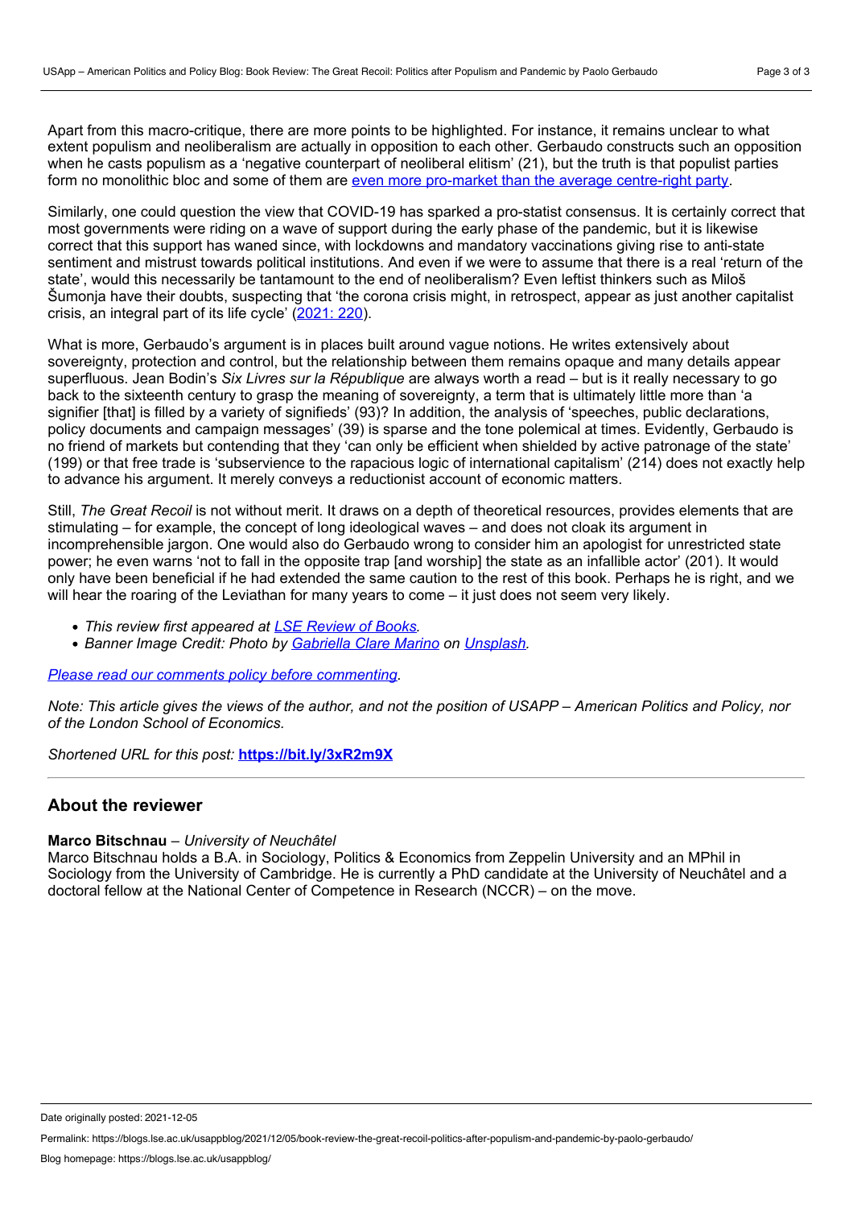Apart from this macro-critique, there are more points to be highlighted. For instance, it remains unclear to what extent populism and neoliberalism are actually in opposition to each other. Gerbaudo constructs such an opposition when he casts populism as a 'negative counterpart of neoliberal elitism' (21), but the truth is that populist parties form no monolithic bloc and some of them are even more pro-market than the average centre-right party.

Similarly, one could question the view that COVID-19 has sparked a pro-statist consensus. It is certainly correct that most governments were riding on a wave of support during the early phase of the pandemic, but it is likewise correct that this support has waned since, with lockdowns and mandatory vaccinations giving rise to anti-state sentiment and mistrust towards political institutions. And even if we were to assume that there is a real 'return of the state', would this necessarily be tantamount to the end of neoliberalism? Even leftist thinkers such as Miloš Šumonja have their doubts, suspecting that 'the corona crisis might, in retrospect, appear as just another capitalist crisis, an integral part of its life cycle' (2021: 220).

What is more, Gerbaudo's argument is in places built around vague notions. He writes extensively about sovereignty, protection and control, but the relationship between them remains opaque and many details appear superfluous. Jean Bodin's *Six Livres sur la République* are always worth a read – but is it really necessary to go back to the sixteenth century to grasp the meaning of sovereignty, a term that is ultimately little more than 'a signifier [that] is filled by a variety of signifieds' (93)? In addition, the analysis of 'speeches, public declarations, policy documents and campaign messages' (39) is sparse and the tone polemical at times. Evidently, Gerbaudo is no friend of markets but contending that they 'can only be efficient when shielded by active patronage of the state' (199) or that free trade is 'subservience to the rapacious logic of international capitalism' (214) does not exactly help to advance his argument. It merely conveys a reductionist account of economic matters.

Still, *The Great Recoil* is not without merit. It draws on a depth of theoretical resources, provides elements that are stimulating – for example, the concept of long ideological waves – and does not cloak its argument in incomprehensible jargon. One would also do Gerbaudo wrong to consider him an apologist for unrestricted state power; he even warns 'not to fall in the opposite trap [and worship] the state as an infallible actor' (201). It would only have been beneficial if he had extended the same caution to the rest of this book. Perhaps he is right, and we will hear the roaring of the Leviathan for many years to come – it just does not seem very likely.

- *This review first appeared at LSE Review of Books.*
- *Banner Image Credit: Photo by Gabriella Clare Marino on Unsplash.*

*Please read our comments policy before commenting.*

*Note: This article gives the views of the author, and not the position of USAPP – American Politics and Policy, nor of the London School of Economics.*

*Shortened URL for this post:* **https://bit.ly/3xR2m9X**

---

## About the reviewer

**Marco Bitschnau** – *University of Neuchâtel*
Marco Bitschnau holds a B.A. in Sociology, Politics & Economics from Zeppelin University and an MPhil in Sociology from the University of Cambridge. He is currently a PhD candidate at the University of Neuchâtel and a doctoral fellow at the National Center of Competence in Research (NCCR) – on the move.

Date originally posted: 2021-12-05

Permalink: https://blogs.lse.ac.uk/usappblog/2021/12/05/book-review-the-great-recoil-politics-after-populism-and-pandemic-by-paolo-gerbaudo/

Blog homepage: https://blogs.lse.ac.uk/usappblog/